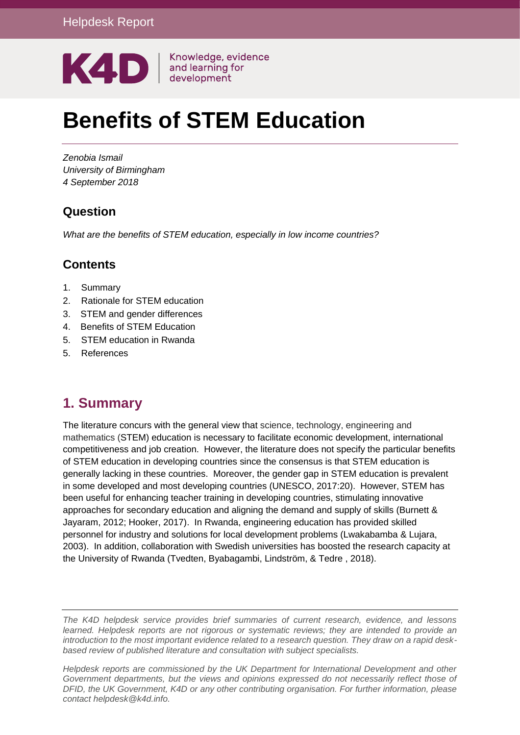Helpdesk Report

K4D | Knowledge, evidence and learning for development

# Benefits of STEM Education

*Zenobia Ismail*
*University of Birmingham*
*4 September 2018*

## Question

*What are the benefits of STEM education, especially in low income countries?*

## Contents

1. Summary
2. Rationale for STEM education
3. STEM and gender differences
4. Benefits of STEM Education
5. STEM education in Rwanda
5. References

## 1. Summary

The literature concurs with the general view that science, technology, engineering and mathematics (STEM) education is necessary to facilitate economic development, international competitiveness and job creation. However, the literature does not specify the particular benefits of STEM education in developing countries since the consensus is that STEM education is generally lacking in these countries. Moreover, the gender gap in STEM education is prevalent in some developed and most developing countries (UNESCO, 2017:20). However, STEM has been useful for enhancing teacher training in developing countries, stimulating innovative approaches for secondary education and aligning the demand and supply of skills (Burnett & Jayaram, 2012; Hooker, 2017). In Rwanda, engineering education has provided skilled personnel for industry and solutions for local development problems (Lwakabamba & Lujara, 2003). In addition, collaboration with Swedish universities has boosted the research capacity at the University of Rwanda (Tvedten, Byabagambi, Lindström, & Tedre , 2018).

*The K4D helpdesk service provides brief summaries of current research, evidence, and lessons learned. Helpdesk reports are not rigorous or systematic reviews; they are intended to provide an introduction to the most important evidence related to a research question. They draw on a rapid desk-based review of published literature and consultation with subject specialists.*

*Helpdesk reports are commissioned by the UK Department for International Development and other Government departments, but the views and opinions expressed do not necessarily reflect those of DFID, the UK Government, K4D or any other contributing organisation. For further information, please contact helpdesk@k4d.info.*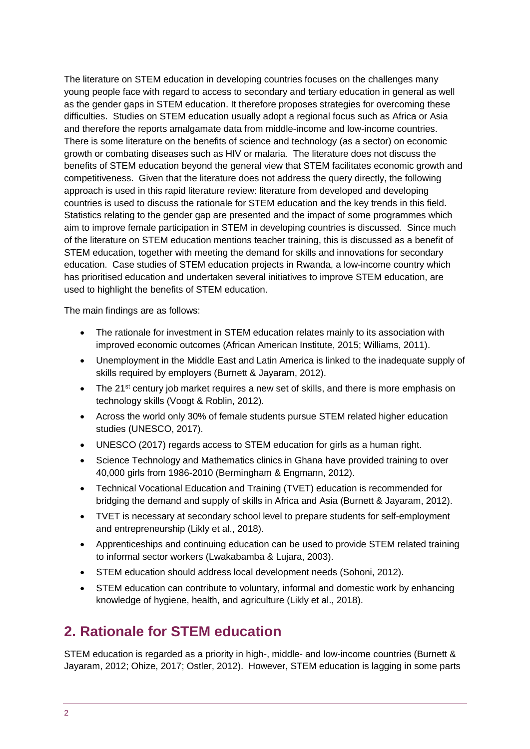The literature on STEM education in developing countries focuses on the challenges many young people face with regard to access to secondary and tertiary education in general as well as the gender gaps in STEM education. It therefore proposes strategies for overcoming these difficulties. Studies on STEM education usually adopt a regional focus such as Africa or Asia and therefore the reports amalgamate data from middle-income and low-income countries. There is some literature on the benefits of science and technology (as a sector) on economic growth or combating diseases such as HIV or malaria. The literature does not discuss the benefits of STEM education beyond the general view that STEM facilitates economic growth and competitiveness. Given that the literature does not address the query directly, the following approach is used in this rapid literature review: literature from developed and developing countries is used to discuss the rationale for STEM education and the key trends in this field. Statistics relating to the gender gap are presented and the impact of some programmes which aim to improve female participation in STEM in developing countries is discussed. Since much of the literature on STEM education mentions teacher training, this is discussed as a benefit of STEM education, together with meeting the demand for skills and innovations for secondary education. Case studies of STEM education projects in Rwanda, a low-income country which has prioritised education and undertaken several initiatives to improve STEM education, are used to highlight the benefits of STEM education.

The main findings are as follows:

- The rationale for investment in STEM education relates mainly to its association with improved economic outcomes (African American Institute, 2015; Williams, 2011).
- Unemployment in the Middle East and Latin America is linked to the inadequate supply of skills required by employers (Burnett & Jayaram, 2012).
- The 21st century job market requires a new set of skills, and there is more emphasis on technology skills (Voogt & Roblin, 2012).
- Across the world only 30% of female students pursue STEM related higher education studies (UNESCO, 2017).
- UNESCO (2017) regards access to STEM education for girls as a human right.
- Science Technology and Mathematics clinics in Ghana have provided training to over 40,000 girls from 1986-2010 (Bermingham & Engmann, 2012).
- Technical Vocational Education and Training (TVET) education is recommended for bridging the demand and supply of skills in Africa and Asia (Burnett & Jayaram, 2012).
- TVET is necessary at secondary school level to prepare students for self-employment and entrepreneurship (Likly et al., 2018).
- Apprenticeships and continuing education can be used to provide STEM related training to informal sector workers (Lwakabamba & Lujara, 2003).
- STEM education should address local development needs (Sohoni, 2012).
- STEM education can contribute to voluntary, informal and domestic work by enhancing knowledge of hygiene, health, and agriculture (Likly et al., 2018).

## 2. Rationale for STEM education

STEM education is regarded as a priority in high-, middle- and low-income countries (Burnett & Jayaram, 2012; Ohize, 2017; Ostler, 2012). However, STEM education is lagging in some parts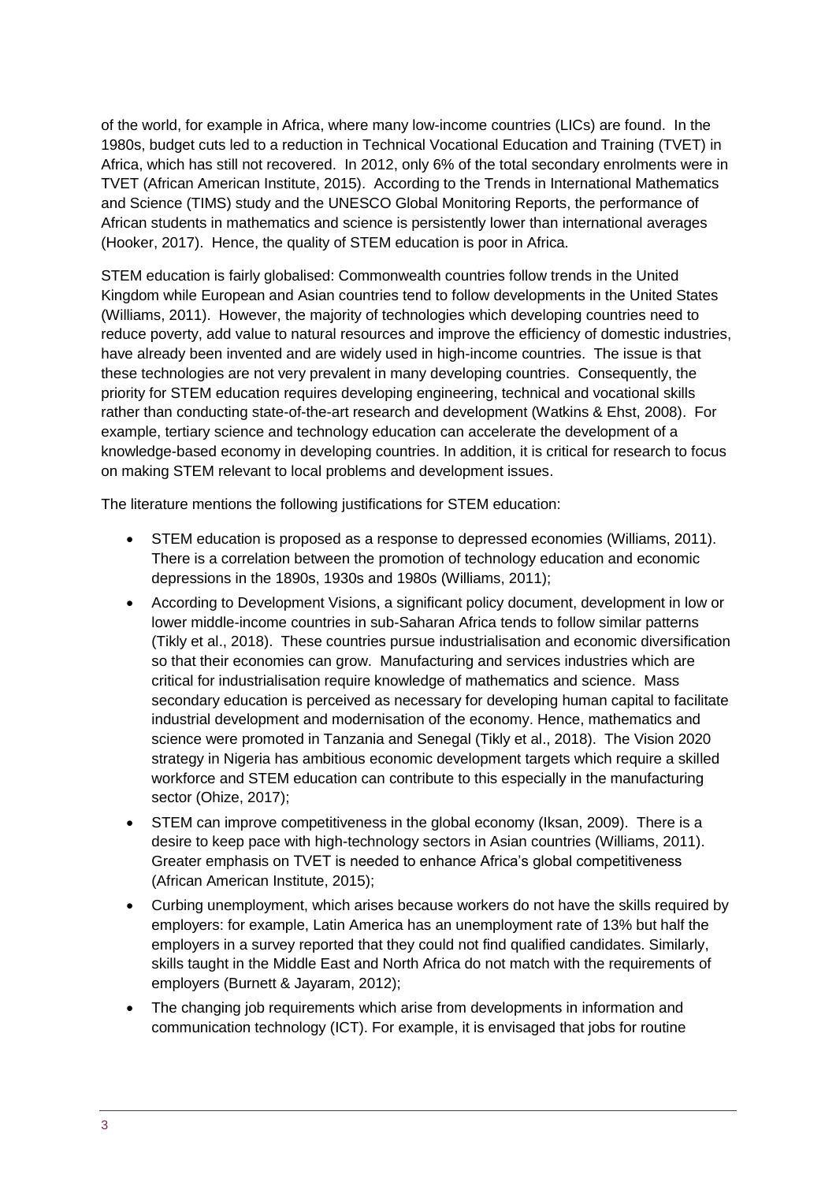of the world, for example in Africa, where many low-income countries (LICs) are found. In the 1980s, budget cuts led to a reduction in Technical Vocational Education and Training (TVET) in Africa, which has still not recovered. In 2012, only 6% of the total secondary enrolments were in TVET (African American Institute, 2015). According to the Trends in International Mathematics and Science (TIMS) study and the UNESCO Global Monitoring Reports, the performance of African students in mathematics and science is persistently lower than international averages (Hooker, 2017). Hence, the quality of STEM education is poor in Africa.

STEM education is fairly globalised: Commonwealth countries follow trends in the United Kingdom while European and Asian countries tend to follow developments in the United States (Williams, 2011). However, the majority of technologies which developing countries need to reduce poverty, add value to natural resources and improve the efficiency of domestic industries, have already been invented and are widely used in high-income countries. The issue is that these technologies are not very prevalent in many developing countries. Consequently, the priority for STEM education requires developing engineering, technical and vocational skills rather than conducting state-of-the-art research and development (Watkins & Ehst, 2008). For example, tertiary science and technology education can accelerate the development of a knowledge-based economy in developing countries. In addition, it is critical for research to focus on making STEM relevant to local problems and development issues.

The literature mentions the following justifications for STEM education:

- STEM education is proposed as a response to depressed economies (Williams, 2011). There is a correlation between the promotion of technology education and economic depressions in the 1890s, 1930s and 1980s (Williams, 2011);
- According to Development Visions, a significant policy document, development in low or lower middle-income countries in sub-Saharan Africa tends to follow similar patterns (Tikly et al., 2018). These countries pursue industrialisation and economic diversification so that their economies can grow. Manufacturing and services industries which are critical for industrialisation require knowledge of mathematics and science. Mass secondary education is perceived as necessary for developing human capital to facilitate industrial development and modernisation of the economy. Hence, mathematics and science were promoted in Tanzania and Senegal (Tikly et al., 2018). The Vision 2020 strategy in Nigeria has ambitious economic development targets which require a skilled workforce and STEM education can contribute to this especially in the manufacturing sector (Ohize, 2017);
- STEM can improve competitiveness in the global economy (Iksan, 2009). There is a desire to keep pace with high-technology sectors in Asian countries (Williams, 2011). Greater emphasis on TVET is needed to enhance Africa's global competitiveness (African American Institute, 2015);
- Curbing unemployment, which arises because workers do not have the skills required by employers: for example, Latin America has an unemployment rate of 13% but half the employers in a survey reported that they could not find qualified candidates. Similarly, skills taught in the Middle East and North Africa do not match with the requirements of employers (Burnett & Jayaram, 2012);
- The changing job requirements which arise from developments in information and communication technology (ICT). For example, it is envisaged that jobs for routine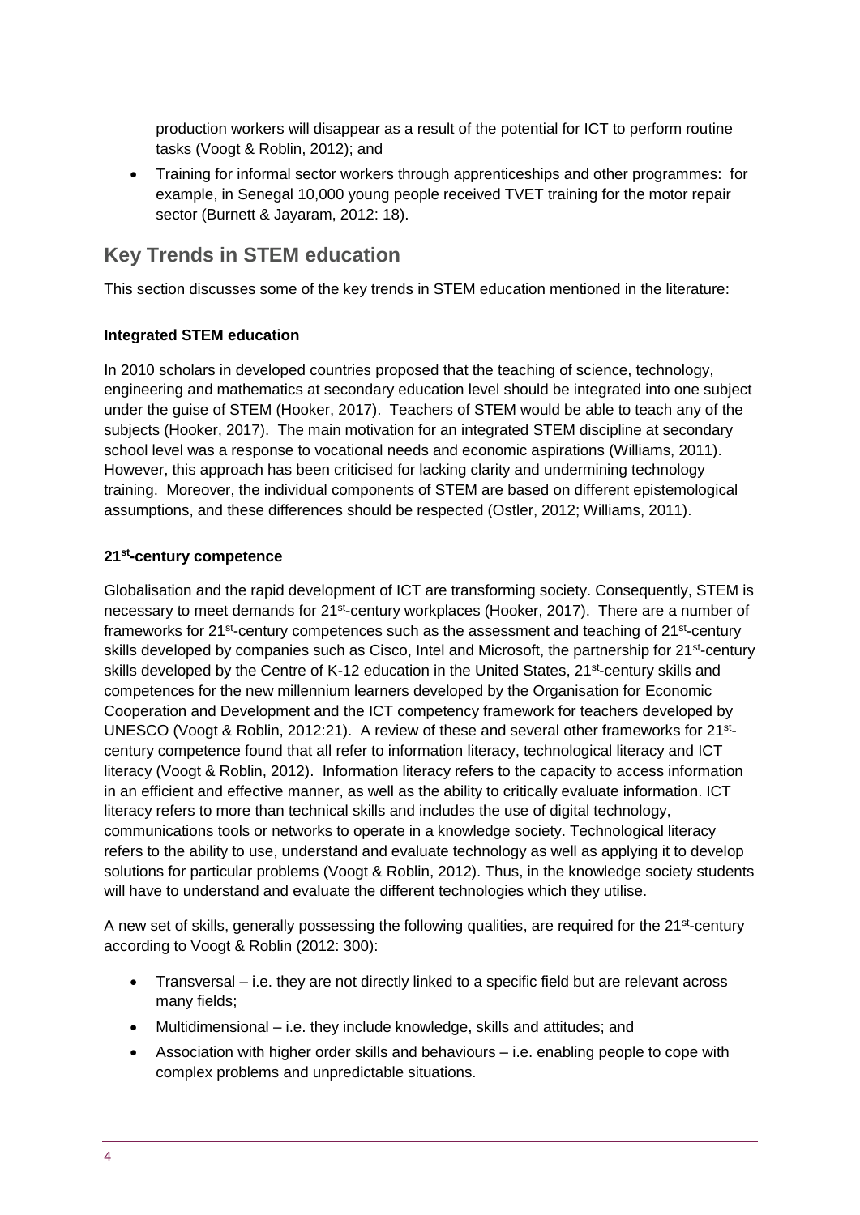production workers will disappear as a result of the potential for ICT to perform routine tasks (Voogt & Roblin, 2012); and

- Training for informal sector workers through apprenticeships and other programmes: for example, in Senegal 10,000 young people received TVET training for the motor repair sector (Burnett & Jayaram, 2012: 18).

## Key Trends in STEM education

This section discusses some of the key trends in STEM education mentioned in the literature:

**Integrated STEM education**

In 2010 scholars in developed countries proposed that the teaching of science, technology, engineering and mathematics at secondary education level should be integrated into one subject under the guise of STEM (Hooker, 2017). Teachers of STEM would be able to teach any of the subjects (Hooker, 2017). The main motivation for an integrated STEM discipline at secondary school level was a response to vocational needs and economic aspirations (Williams, 2011). However, this approach has been criticised for lacking clarity and undermining technology training. Moreover, the individual components of STEM are based on different epistemological assumptions, and these differences should be respected (Ostler, 2012; Williams, 2011).

**21st-century competence**

Globalisation and the rapid development of ICT are transforming society. Consequently, STEM is necessary to meet demands for 21st-century workplaces (Hooker, 2017). There are a number of frameworks for 21st-century competences such as the assessment and teaching of 21st-century skills developed by companies such as Cisco, Intel and Microsoft, the partnership for 21st-century skills developed by the Centre of K-12 education in the United States, 21st-century skills and competences for the new millennium learners developed by the Organisation for Economic Cooperation and Development and the ICT competency framework for teachers developed by UNESCO (Voogt & Roblin, 2012:21). A review of these and several other frameworks for 21st-century competence found that all refer to information literacy, technological literacy and ICT literacy (Voogt & Roblin, 2012). Information literacy refers to the capacity to access information in an efficient and effective manner, as well as the ability to critically evaluate information. ICT literacy refers to more than technical skills and includes the use of digital technology, communications tools or networks to operate in a knowledge society. Technological literacy refers to the ability to use, understand and evaluate technology as well as applying it to develop solutions for particular problems (Voogt & Roblin, 2012). Thus, in the knowledge society students will have to understand and evaluate the different technologies which they utilise.

A new set of skills, generally possessing the following qualities, are required for the 21st-century according to Voogt & Roblin (2012: 300):

- Transversal – i.e. they are not directly linked to a specific field but are relevant across many fields;
- Multidimensional – i.e. they include knowledge, skills and attitudes; and
- Association with higher order skills and behaviours – i.e. enabling people to cope with complex problems and unpredictable situations.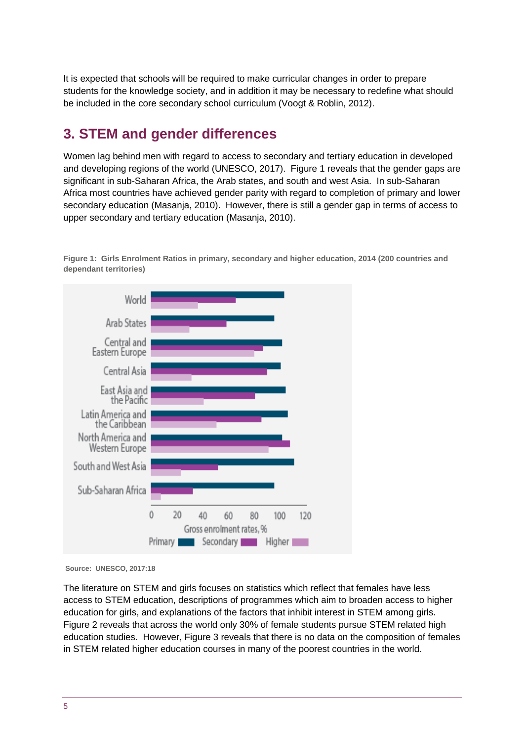It is expected that schools will be required to make curricular changes in order to prepare students for the knowledge society, and in addition it may be necessary to redefine what should be included in the core secondary school curriculum (Voogt & Roblin, 2012).

## 3. STEM and gender differences

Women lag behind men with regard to access to secondary and tertiary education in developed and developing regions of the world (UNESCO, 2017). Figure 1 reveals that the gender gaps are significant in sub-Saharan Africa, the Arab states, and south and west Asia. In sub-Saharan Africa most countries have achieved gender parity with regard to completion of primary and lower secondary education (Masanja, 2010). However, there is still a gender gap in terms of access to upper secondary and tertiary education (Masanja, 2010).

**Figure 1: Girls Enrolment Ratios in primary, secondary and higher education, 2014 (200 countries and dependant territories)**

**Source: UNESCO, 2017:18**

The literature on STEM and girls focuses on statistics which reflect that females have less access to STEM education, descriptions of programmes which aim to broaden access to higher education for girls, and explanations of the factors that inhibit interest in STEM among girls. Figure 2 reveals that across the world only 30% of female students pursue STEM related high education studies. However, Figure 3 reveals that there is no data on the composition of females in STEM related higher education courses in many of the poorest countries in the world.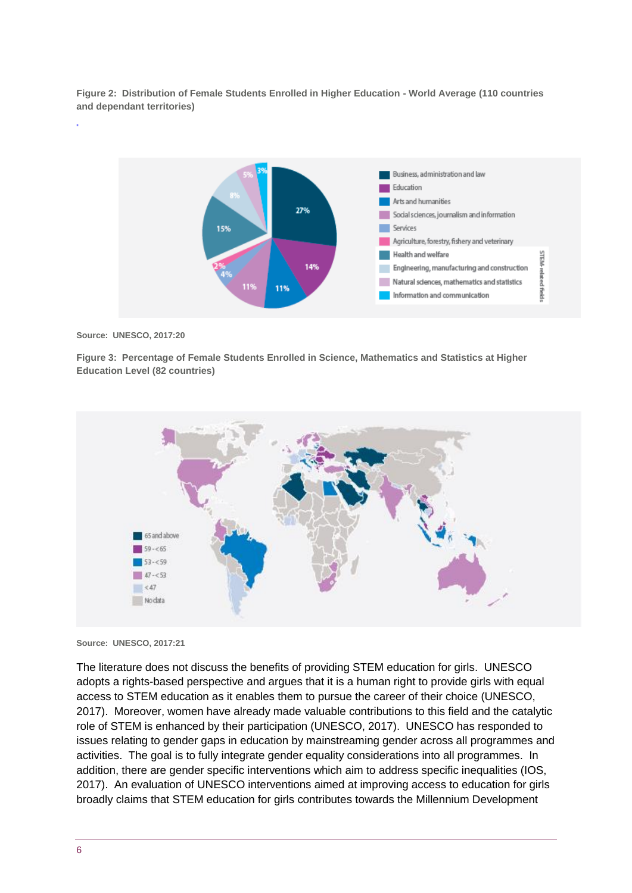**Figure 2: Distribution of Female Students Enrolled in Higher Education - World Average (110 countries and dependant territories)**

Source: UNESCO, 2017:20

**Figure 3: Percentage of Female Students Enrolled in Science, Mathematics and Statistics at Higher Education Level (82 countries)**

Source: UNESCO, 2017:21

The literature does not discuss the benefits of providing STEM education for girls. UNESCO adopts a rights-based perspective and argues that it is a human right to provide girls with equal access to STEM education as it enables them to pursue the career of their choice (UNESCO, 2017). Moreover, women have already made valuable contributions to this field and the catalytic role of STEM is enhanced by their participation (UNESCO, 2017). UNESCO has responded to issues relating to gender gaps in education by mainstreaming gender across all programmes and activities. The goal is to fully integrate gender equality considerations into all programmes. In addition, there are gender specific interventions which aim to address specific inequalities (IOS, 2017). An evaluation of UNESCO interventions aimed at improving access to education for girls broadly claims that STEM education for girls contributes towards the Millennium Development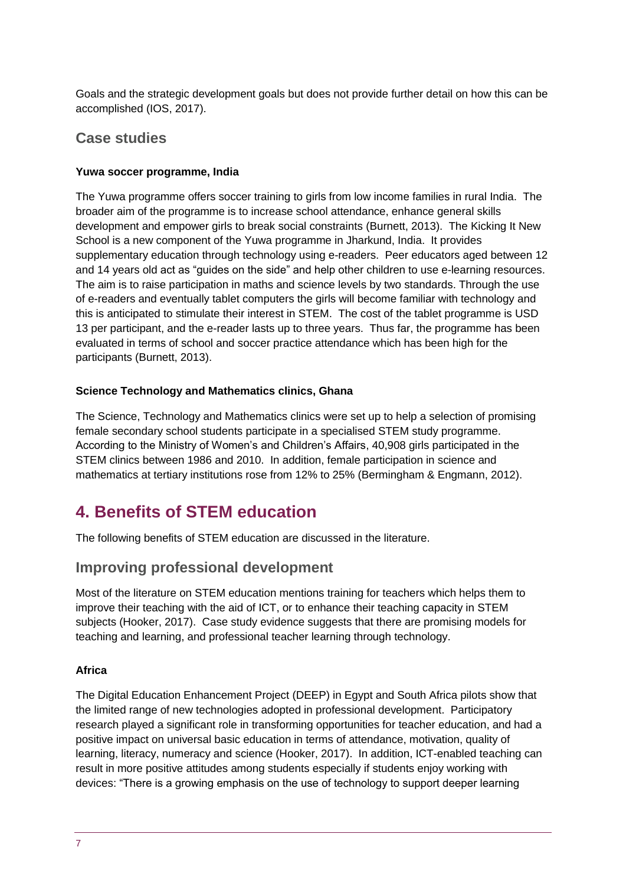Goals and the strategic development goals but does not provide further detail on how this can be accomplished (IOS, 2017).

## Case studies

**Yuwa soccer programme, India**

The Yuwa programme offers soccer training to girls from low income families in rural India. The broader aim of the programme is to increase school attendance, enhance general skills development and empower girls to break social constraints (Burnett, 2013). The Kicking It New School is a new component of the Yuwa programme in Jharkund, India. It provides supplementary education through technology using e-readers. Peer educators aged between 12 and 14 years old act as "guides on the side" and help other children to use e-learning resources. The aim is to raise participation in maths and science levels by two standards. Through the use of e-readers and eventually tablet computers the girls will become familiar with technology and this is anticipated to stimulate their interest in STEM. The cost of the tablet programme is USD 13 per participant, and the e-reader lasts up to three years. Thus far, the programme has been evaluated in terms of school and soccer practice attendance which has been high for the participants (Burnett, 2013).

**Science Technology and Mathematics clinics, Ghana**

The Science, Technology and Mathematics clinics were set up to help a selection of promising female secondary school students participate in a specialised STEM study programme. According to the Ministry of Women's and Children's Affairs, 40,908 girls participated in the STEM clinics between 1986 and 2010. In addition, female participation in science and mathematics at tertiary institutions rose from 12% to 25% (Bermingham & Engmann, 2012).

# 4. Benefits of STEM education

The following benefits of STEM education are discussed in the literature.

## Improving professional development

Most of the literature on STEM education mentions training for teachers which helps them to improve their teaching with the aid of ICT, or to enhance their teaching capacity in STEM subjects (Hooker, 2017). Case study evidence suggests that there are promising models for teaching and learning, and professional teacher learning through technology.

**Africa**

The Digital Education Enhancement Project (DEEP) in Egypt and South Africa pilots show that the limited range of new technologies adopted in professional development. Participatory research played a significant role in transforming opportunities for teacher education, and had a positive impact on universal basic education in terms of attendance, motivation, quality of learning, literacy, numeracy and science (Hooker, 2017). In addition, ICT-enabled teaching can result in more positive attitudes among students especially if students enjoy working with devices: "There is a growing emphasis on the use of technology to support deeper learning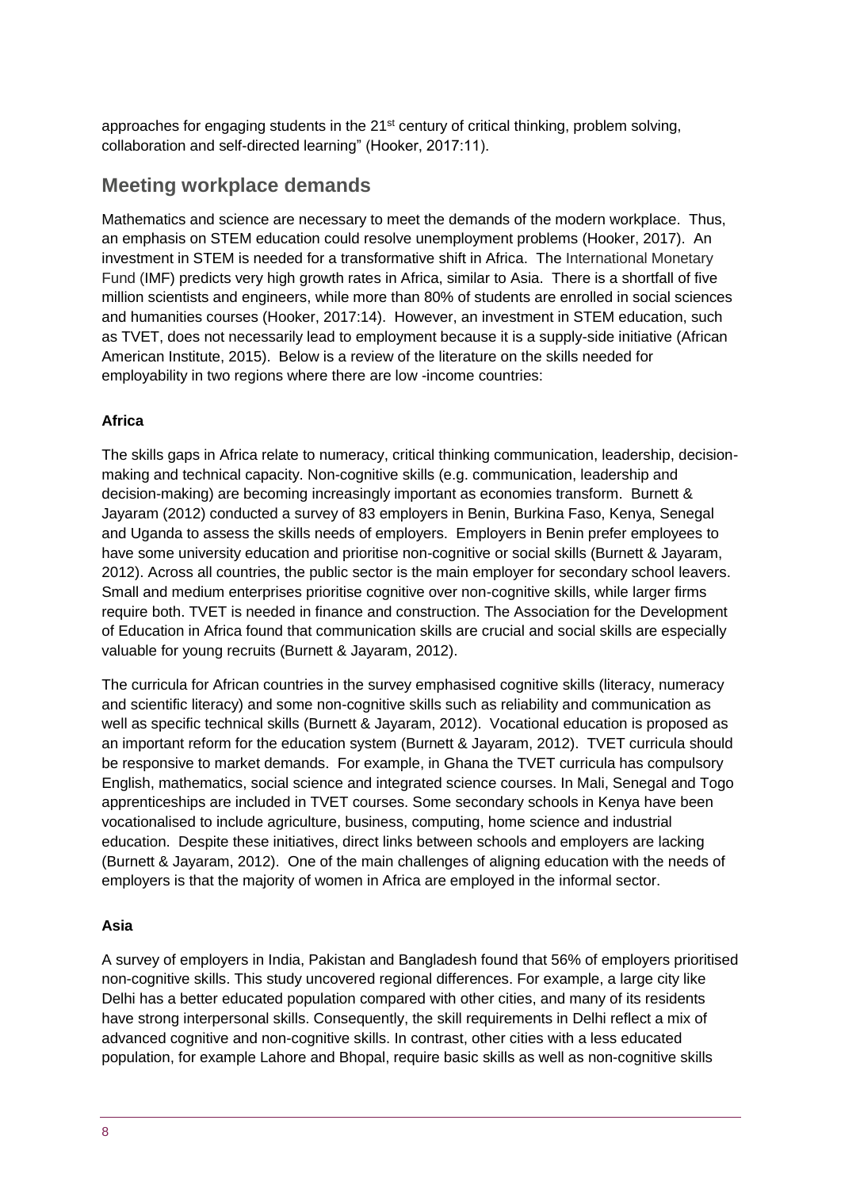approaches for engaging students in the 21st century of critical thinking, problem solving, collaboration and self-directed learning" (Hooker, 2017:11).

## Meeting workplace demands

Mathematics and science are necessary to meet the demands of the modern workplace. Thus, an emphasis on STEM education could resolve unemployment problems (Hooker, 2017). An investment in STEM is needed for a transformative shift in Africa. The International Monetary Fund (IMF) predicts very high growth rates in Africa, similar to Asia. There is a shortfall of five million scientists and engineers, while more than 80% of students are enrolled in social sciences and humanities courses (Hooker, 2017:14). However, an investment in STEM education, such as TVET, does not necessarily lead to employment because it is a supply-side initiative (African American Institute, 2015). Below is a review of the literature on the skills needed for employability in two regions where there are low -income countries:

### Africa

The skills gaps in Africa relate to numeracy, critical thinking communication, leadership, decision-making and technical capacity. Non-cognitive skills (e.g. communication, leadership and decision-making) are becoming increasingly important as economies transform. Burnett & Jayaram (2012) conducted a survey of 83 employers in Benin, Burkina Faso, Kenya, Senegal and Uganda to assess the skills needs of employers. Employers in Benin prefer employees to have some university education and prioritise non-cognitive or social skills (Burnett & Jayaram, 2012). Across all countries, the public sector is the main employer for secondary school leavers. Small and medium enterprises prioritise cognitive over non-cognitive skills, while larger firms require both. TVET is needed in finance and construction. The Association for the Development of Education in Africa found that communication skills are crucial and social skills are especially valuable for young recruits (Burnett & Jayaram, 2012).

The curricula for African countries in the survey emphasised cognitive skills (literacy, numeracy and scientific literacy) and some non-cognitive skills such as reliability and communication as well as specific technical skills (Burnett & Jayaram, 2012). Vocational education is proposed as an important reform for the education system (Burnett & Jayaram, 2012). TVET curricula should be responsive to market demands. For example, in Ghana the TVET curricula has compulsory English, mathematics, social science and integrated science courses. In Mali, Senegal and Togo apprenticeships are included in TVET courses. Some secondary schools in Kenya have been vocationalised to include agriculture, business, computing, home science and industrial education. Despite these initiatives, direct links between schools and employers are lacking (Burnett & Jayaram, 2012). One of the main challenges of aligning education with the needs of employers is that the majority of women in Africa are employed in the informal sector.

### Asia

A survey of employers in India, Pakistan and Bangladesh found that 56% of employers prioritised non-cognitive skills. This study uncovered regional differences. For example, a large city like Delhi has a better educated population compared with other cities, and many of its residents have strong interpersonal skills. Consequently, the skill requirements in Delhi reflect a mix of advanced cognitive and non-cognitive skills. In contrast, other cities with a less educated population, for example Lahore and Bhopal, require basic skills as well as non-cognitive skills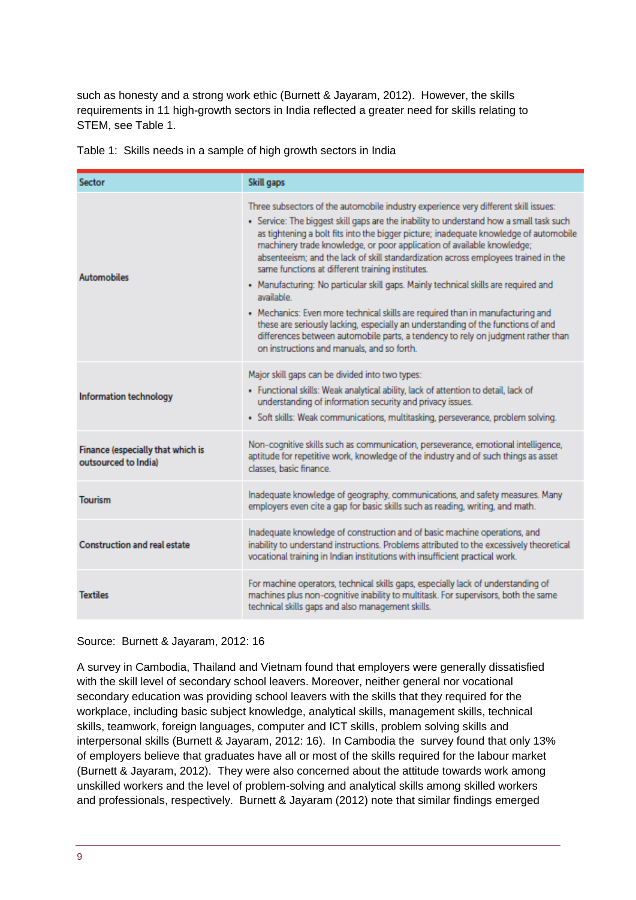such as honesty and a strong work ethic (Burnett & Jayaram, 2012). However, the skills requirements in 11 high-growth sectors in India reflected a greater need for skills relating to STEM, see Table 1.

Table 1: Skills needs in a sample of high growth sectors in India

| Sector | Skill gaps |
|---|---|
| **Automobiles** | Three subsectors of the automobile industry experience very different skill issues:<br>• Service: The biggest skill gaps are the inability to understand how a small task such as tightening a bolt fits into the bigger picture; inadequate knowledge of automobile machinery trade knowledge, or poor application of available knowledge; absenteeism; and the lack of skill standardization across employees trained in the same functions at different training institutes.<br>• Manufacturing: No particular skill gaps. Mainly technical skills are required and available.<br>• Mechanics: Even more technical skills are required than in manufacturing and these are seriously lacking, especially an understanding of the functions of and differences between automobile parts, a tendency to rely on judgment rather than on instructions and manuals, and so forth. |
| **Information technology** | Major skill gaps can be divided into two types:<br>• Functional skills: Weak analytical ability, lack of attention to detail, lack of understanding of information security and privacy issues.<br>• Soft skills: Weak communications, multitasking, perseverance, problem solving. |
| **Finance (especially that which is outsourced to India)** | Non-cognitive skills such as communication, perseverance, emotional intelligence, aptitude for repetitive work, knowledge of the industry and of such things as asset classes, basic finance. |
| **Tourism** | Inadequate knowledge of geography, communications, and safety measures. Many employers even cite a gap for basic skills such as reading, writing, and math. |
| **Construction and real estate** | Inadequate knowledge of construction and of basic machine operations, and inability to understand instructions. Problems attributed to the excessively theoretical vocational training in Indian institutions with insufficient practical work. |
| **Textiles** | For machine operators, technical skills gaps, especially lack of understanding of machines plus non-cognitive inability to multitask. For supervisors, both the same technical skills gaps and also management skills. |

Source: Burnett & Jayaram, 2012: 16

A survey in Cambodia, Thailand and Vietnam found that employers were generally dissatisfied with the skill level of secondary school leavers. Moreover, neither general nor vocational secondary education was providing school leavers with the skills that they required for the workplace, including basic subject knowledge, analytical skills, management skills, technical skills, teamwork, foreign languages, computer and ICT skills, problem solving skills and interpersonal skills (Burnett & Jayaram, 2012: 16). In Cambodia the survey found that only 13% of employers believe that graduates have all or most of the skills required for the labour market (Burnett & Jayaram, 2012). They were also concerned about the attitude towards work among unskilled workers and the level of problem-solving and analytical skills among skilled workers and professionals, respectively. Burnett & Jayaram (2012) note that similar findings emerged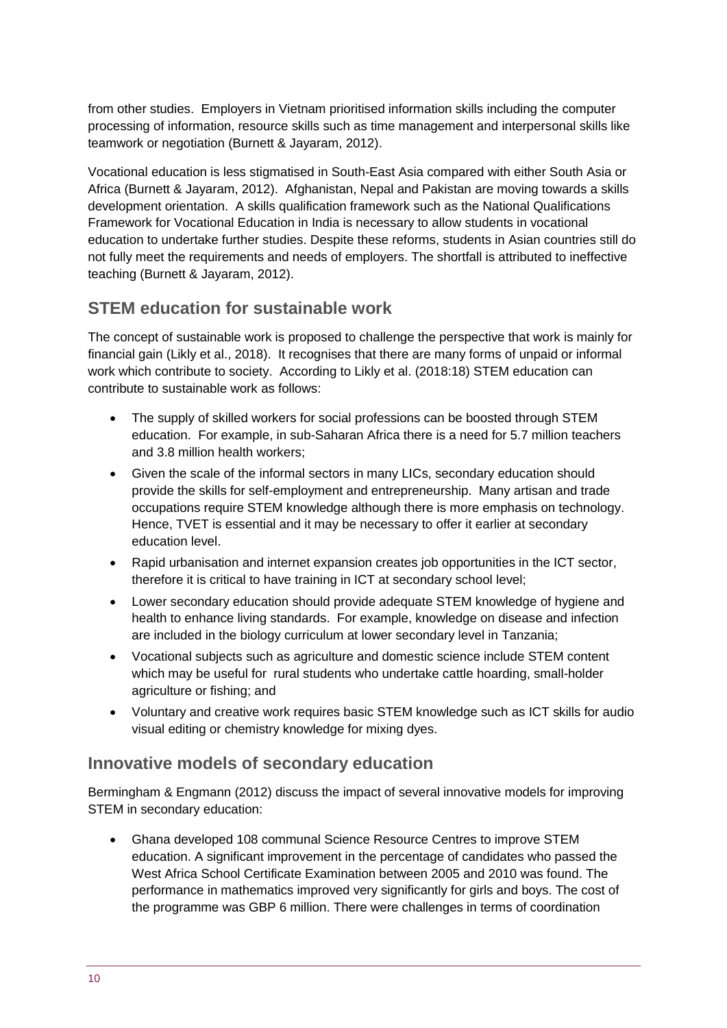from other studies. Employers in Vietnam prioritised information skills including the computer processing of information, resource skills such as time management and interpersonal skills like teamwork or negotiation (Burnett & Jayaram, 2012).

Vocational education is less stigmatised in South-East Asia compared with either South Asia or Africa (Burnett & Jayaram, 2012). Afghanistan, Nepal and Pakistan are moving towards a skills development orientation. A skills qualification framework such as the National Qualifications Framework for Vocational Education in India is necessary to allow students in vocational education to undertake further studies. Despite these reforms, students in Asian countries still do not fully meet the requirements and needs of employers. The shortfall is attributed to ineffective teaching (Burnett & Jayaram, 2012).

## STEM education for sustainable work

The concept of sustainable work is proposed to challenge the perspective that work is mainly for financial gain (Likly et al., 2018). It recognises that there are many forms of unpaid or informal work which contribute to society. According to Likly et al. (2018:18) STEM education can contribute to sustainable work as follows:

- The supply of skilled workers for social professions can be boosted through STEM education. For example, in sub-Saharan Africa there is a need for 5.7 million teachers and 3.8 million health workers;
- Given the scale of the informal sectors in many LICs, secondary education should provide the skills for self-employment and entrepreneurship. Many artisan and trade occupations require STEM knowledge although there is more emphasis on technology. Hence, TVET is essential and it may be necessary to offer it earlier at secondary education level.
- Rapid urbanisation and internet expansion creates job opportunities in the ICT sector, therefore it is critical to have training in ICT at secondary school level;
- Lower secondary education should provide adequate STEM knowledge of hygiene and health to enhance living standards. For example, knowledge on disease and infection are included in the biology curriculum at lower secondary level in Tanzania;
- Vocational subjects such as agriculture and domestic science include STEM content which may be useful for rural students who undertake cattle hoarding, small-holder agriculture or fishing; and
- Voluntary and creative work requires basic STEM knowledge such as ICT skills for audio visual editing or chemistry knowledge for mixing dyes.

## Innovative models of secondary education

Bermingham & Engmann (2012) discuss the impact of several innovative models for improving STEM in secondary education:

- Ghana developed 108 communal Science Resource Centres to improve STEM education. A significant improvement in the percentage of candidates who passed the West Africa School Certificate Examination between 2005 and 2010 was found. The performance in mathematics improved very significantly for girls and boys. The cost of the programme was GBP 6 million. There were challenges in terms of coordination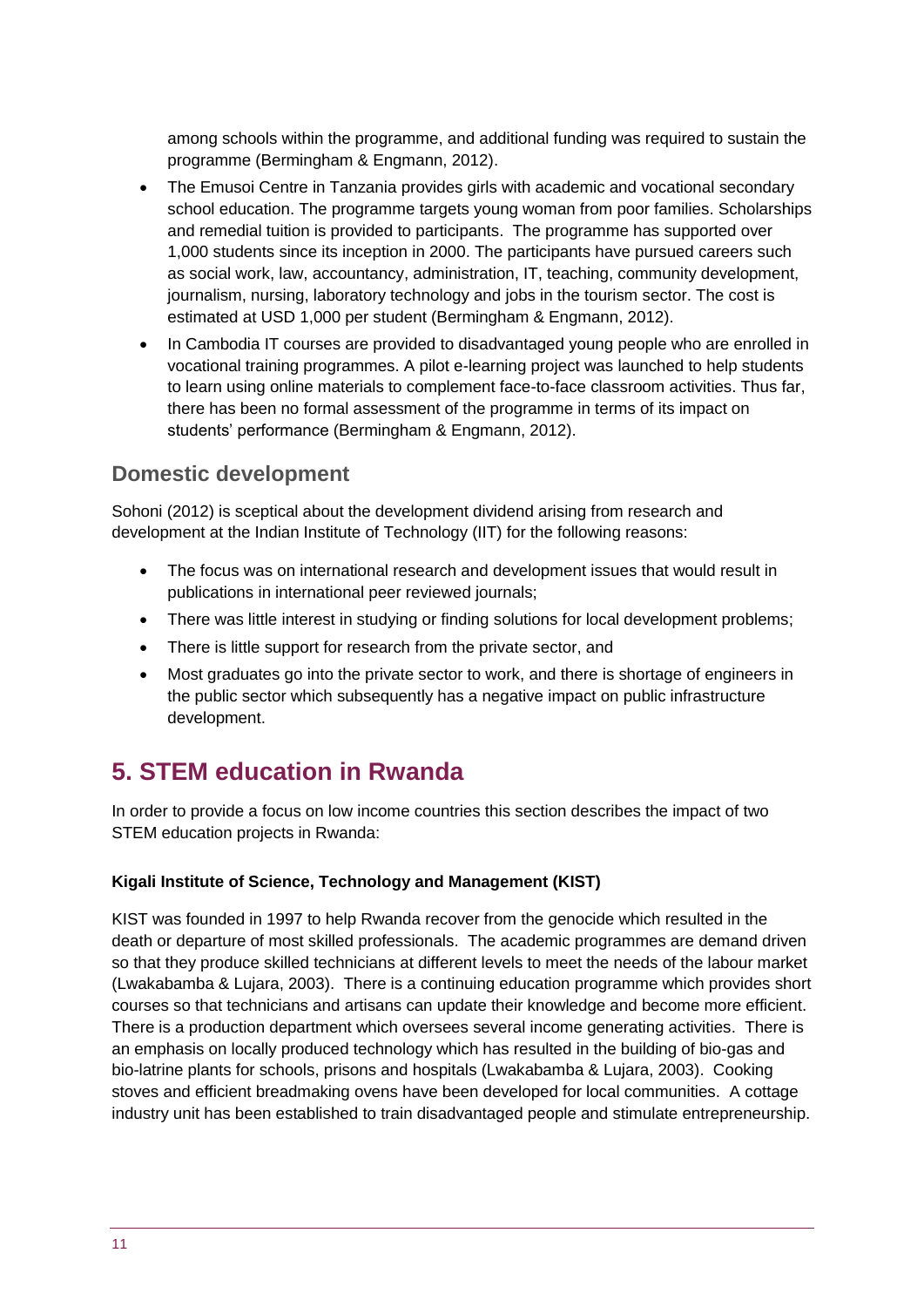among schools within the programme, and additional funding was required to sustain the programme (Bermingham & Engmann, 2012).

- The Emusoi Centre in Tanzania provides girls with academic and vocational secondary school education. The programme targets young woman from poor families. Scholarships and remedial tuition is provided to participants. The programme has supported over 1,000 students since its inception in 2000. The participants have pursued careers such as social work, law, accountancy, administration, IT, teaching, community development, journalism, nursing, laboratory technology and jobs in the tourism sector. The cost is estimated at USD 1,000 per student (Bermingham & Engmann, 2012).
- In Cambodia IT courses are provided to disadvantaged young people who are enrolled in vocational training programmes. A pilot e-learning project was launched to help students to learn using online materials to complement face-to-face classroom activities. Thus far, there has been no formal assessment of the programme in terms of its impact on students' performance (Bermingham & Engmann, 2012).

## Domestic development

Sohoni (2012) is sceptical about the development dividend arising from research and development at the Indian Institute of Technology (IIT) for the following reasons:

- The focus was on international research and development issues that would result in publications in international peer reviewed journals;
- There was little interest in studying or finding solutions for local development problems;
- There is little support for research from the private sector, and
- Most graduates go into the private sector to work, and there is shortage of engineers in the public sector which subsequently has a negative impact on public infrastructure development.

# 5. STEM education in Rwanda

In order to provide a focus on low income countries this section describes the impact of two STEM education projects in Rwanda:

**Kigali Institute of Science, Technology and Management (KIST)**

KIST was founded in 1997 to help Rwanda recover from the genocide which resulted in the death or departure of most skilled professionals. The academic programmes are demand driven so that they produce skilled technicians at different levels to meet the needs of the labour market (Lwakabamba & Lujara, 2003). There is a continuing education programme which provides short courses so that technicians and artisans can update their knowledge and become more efficient. There is a production department which oversees several income generating activities. There is an emphasis on locally produced technology which has resulted in the building of bio-gas and bio-latrine plants for schools, prisons and hospitals (Lwakabamba & Lujara, 2003). Cooking stoves and efficient breadmaking ovens have been developed for local communities. A cottage industry unit has been established to train disadvantaged people and stimulate entrepreneurship.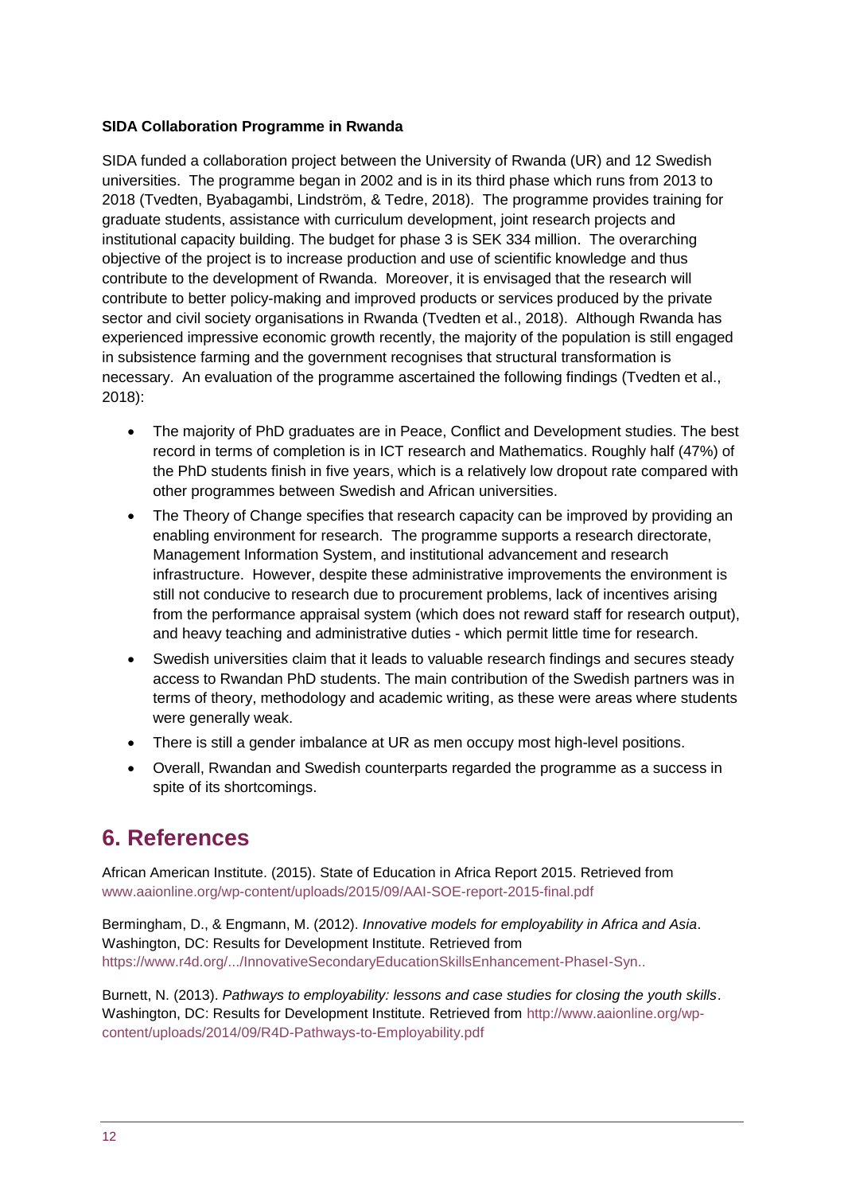**SIDA Collaboration Programme in Rwanda**

SIDA funded a collaboration project between the University of Rwanda (UR) and 12 Swedish universities. The programme began in 2002 and is in its third phase which runs from 2013 to 2018 (Tvedten, Byabagambi, Lindström, & Tedre, 2018). The programme provides training for graduate students, assistance with curriculum development, joint research projects and institutional capacity building. The budget for phase 3 is SEK 334 million. The overarching objective of the project is to increase production and use of scientific knowledge and thus contribute to the development of Rwanda. Moreover, it is envisaged that the research will contribute to better policy-making and improved products or services produced by the private sector and civil society organisations in Rwanda (Tvedten et al., 2018). Although Rwanda has experienced impressive economic growth recently, the majority of the population is still engaged in subsistence farming and the government recognises that structural transformation is necessary. An evaluation of the programme ascertained the following findings (Tvedten et al., 2018):

- The majority of PhD graduates are in Peace, Conflict and Development studies. The best record in terms of completion is in ICT research and Mathematics. Roughly half (47%) of the PhD students finish in five years, which is a relatively low dropout rate compared with other programmes between Swedish and African universities.
- The Theory of Change specifies that research capacity can be improved by providing an enabling environment for research. The programme supports a research directorate, Management Information System, and institutional advancement and research infrastructure. However, despite these administrative improvements the environment is still not conducive to research due to procurement problems, lack of incentives arising from the performance appraisal system (which does not reward staff for research output), and heavy teaching and administrative duties - which permit little time for research.
- Swedish universities claim that it leads to valuable research findings and secures steady access to Rwandan PhD students. The main contribution of the Swedish partners was in terms of theory, methodology and academic writing, as these were areas where students were generally weak.
- There is still a gender imbalance at UR as men occupy most high-level positions.
- Overall, Rwandan and Swedish counterparts regarded the programme as a success in spite of its shortcomings.

# 6. References

African American Institute. (2015). State of Education in Africa Report 2015. Retrieved from www.aaionline.org/wp-content/uploads/2015/09/AAI-SOE-report-2015-final.pdf

Bermingham, D., & Engmann, M. (2012). *Innovative models for employability in Africa and Asia*. Washington, DC: Results for Development Institute. Retrieved from https://www.r4d.org/.../InnovativeSecondaryEducationSkillsEnhancement-PhaseI-Syn..

Burnett, N. (2013). *Pathways to employability: lessons and case studies for closing the youth skills*. Washington, DC: Results for Development Institute. Retrieved from http://www.aaionline.org/wp-content/uploads/2014/09/R4D-Pathways-to-Employability.pdf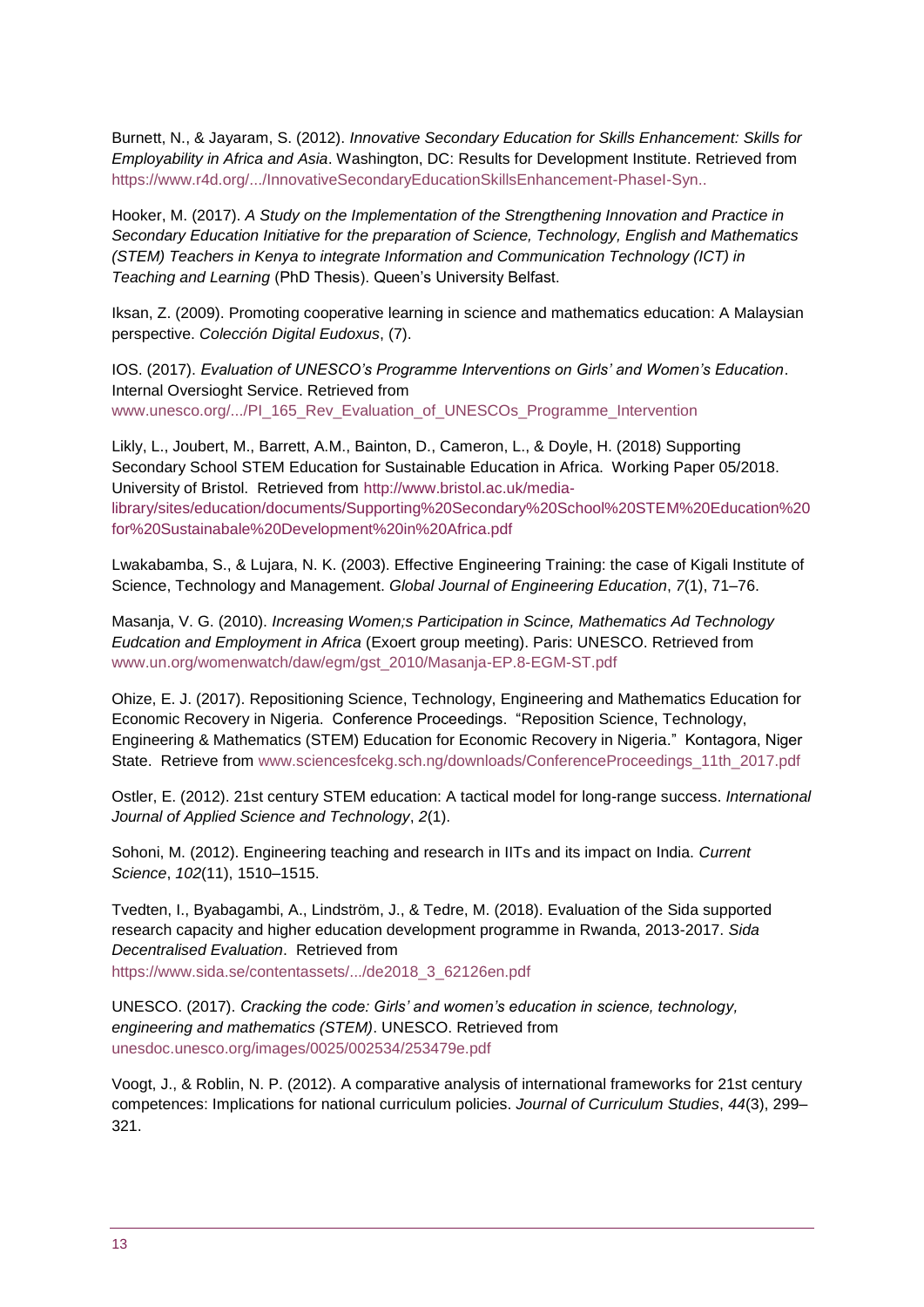Burnett, N., & Jayaram, S. (2012). *Innovative Secondary Education for Skills Enhancement: Skills for Employability in Africa and Asia*. Washington, DC: Results for Development Institute. Retrieved from https://www.r4d.org/.../InnovativeSecondaryEducationSkillsEnhancement-PhaseI-Syn..

Hooker, M. (2017). *A Study on the Implementation of the Strengthening Innovation and Practice in Secondary Education Initiative for the preparation of Science, Technology, English and Mathematics (STEM) Teachers in Kenya to integrate Information and Communication Technology (ICT) in Teaching and Learning* (PhD Thesis). Queen's University Belfast.

Iksan, Z. (2009). Promoting cooperative learning in science and mathematics education: A Malaysian perspective. *Colección Digital Eudoxus*, (7).

IOS. (2017). *Evaluation of UNESCO's Programme Interventions on Girls' and Women's Education*. Internal Oversioght Service. Retrieved from www.unesco.org/.../PI_165_Rev_Evaluation_of_UNESCOs_Programme_Intervention

Likly, L., Joubert, M., Barrett, A.M., Bainton, D., Cameron, L., & Doyle, H. (2018) Supporting Secondary School STEM Education for Sustainable Education in Africa. Working Paper 05/2018. University of Bristol. Retrieved from http://www.bristol.ac.uk/media-library/sites/education/documents/Supporting%20Secondary%20School%20STEM%20Education%20for%20Sustainabale%20Development%20in%20Africa.pdf

Lwakabamba, S., & Lujara, N. K. (2003). Effective Engineering Training: the case of Kigali Institute of Science, Technology and Management. *Global Journal of Engineering Education*, *7*(1), 71–76.

Masanja, V. G. (2010). *Increasing Women;s Participation in Scince, Mathematics Ad Technology Eudcation and Employment in Africa* (Exoert group meeting). Paris: UNESCO. Retrieved from www.un.org/womenwatch/daw/egm/gst_2010/Masanja-EP.8-EGM-ST.pdf

Ohize, E. J. (2017). Repositioning Science, Technology, Engineering and Mathematics Education for Economic Recovery in Nigeria. Conference Proceedings. "Reposition Science, Technology, Engineering & Mathematics (STEM) Education for Economic Recovery in Nigeria." Kontagora, Niger State. Retrieve from www.sciencesfcekg.sch.ng/downloads/ConferenceProceedings_11th_2017.pdf

Ostler, E. (2012). 21st century STEM education: A tactical model for long-range success. *International Journal of Applied Science and Technology*, *2*(1).

Sohoni, M. (2012). Engineering teaching and research in IITs and its impact on India. *Current Science*, *102*(11), 1510–1515.

Tvedten, I., Byabagambi, A., Lindström, J., & Tedre, M. (2018). Evaluation of the Sida supported research capacity and higher education development programme in Rwanda, 2013-2017. *Sida Decentralised Evaluation*. Retrieved from https://www.sida.se/contentassets/.../de2018_3_62126en.pdf

UNESCO. (2017). *Cracking the code: Girls' and women's education in science, technology, engineering and mathematics (STEM)*. UNESCO. Retrieved from unesdoc.unesco.org/images/0025/002534/253479e.pdf

Voogt, J., & Roblin, N. P. (2012). A comparative analysis of international frameworks for 21st century competences: Implications for national curriculum policies. *Journal of Curriculum Studies*, *44*(3), 299–321.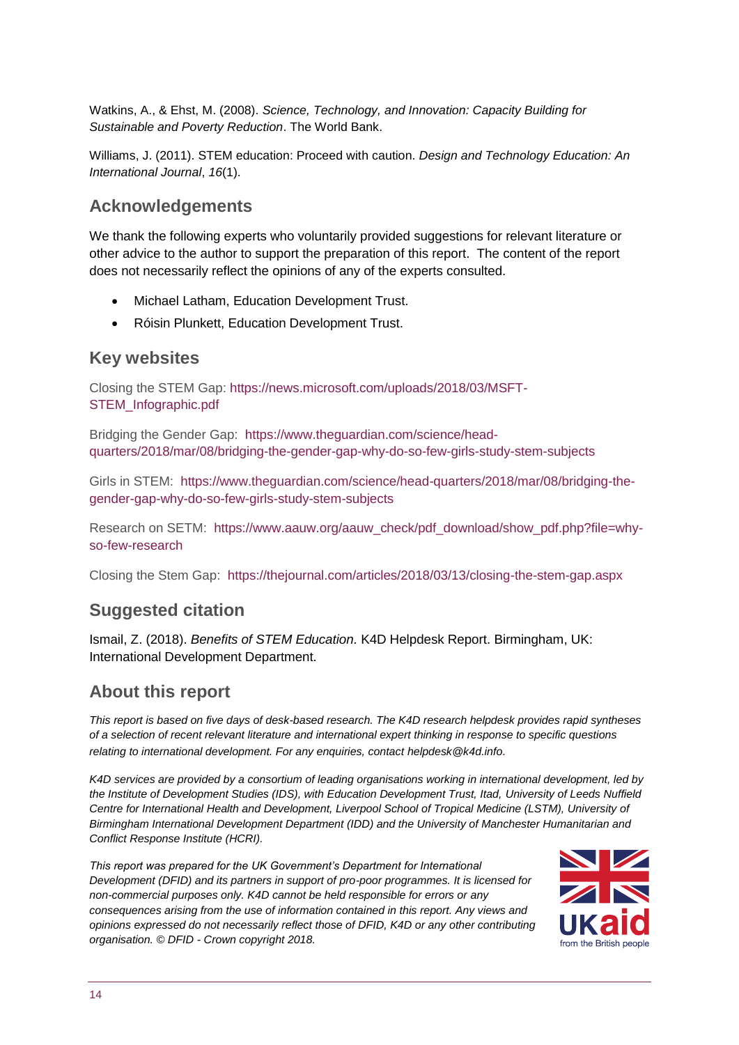Watkins, A., & Ehst, M. (2008). *Science, Technology, and Innovation: Capacity Building for Sustainable and Poverty Reduction*. The World Bank.

Williams, J. (2011). STEM education: Proceed with caution. *Design and Technology Education: An International Journal*, *16*(1).

## Acknowledgements

We thank the following experts who voluntarily provided suggestions for relevant literature or other advice to the author to support the preparation of this report. The content of the report does not necessarily reflect the opinions of any of the experts consulted.

- Michael Latham, Education Development Trust.
- Róisin Plunkett, Education Development Trust.

## Key websites

Closing the STEM Gap: https://news.microsoft.com/uploads/2018/03/MSFT-STEM_Infographic.pdf

Bridging the Gender Gap: https://www.theguardian.com/science/head-quarters/2018/mar/08/bridging-the-gender-gap-why-do-so-few-girls-study-stem-subjects

Girls in STEM: https://www.theguardian.com/science/head-quarters/2018/mar/08/bridging-the-gender-gap-why-do-so-few-girls-study-stem-subjects

Research on SETM: https://www.aauw.org/aauw_check/pdf_download/show_pdf.php?file=why-so-few-research

Closing the Stem Gap: https://thejournal.com/articles/2018/03/13/closing-the-stem-gap.aspx

## Suggested citation

Ismail, Z. (2018). *Benefits of STEM Education.* K4D Helpdesk Report. Birmingham, UK: International Development Department.

## About this report

*This report is based on five days of desk-based research. The K4D research helpdesk provides rapid syntheses of a selection of recent relevant literature and international expert thinking in response to specific questions relating to international development. For any enquiries, contact helpdesk@k4d.info.*

*K4D services are provided by a consortium of leading organisations working in international development, led by the Institute of Development Studies (IDS), with Education Development Trust, Itad, University of Leeds Nuffield Centre for International Health and Development, Liverpool School of Tropical Medicine (LSTM), University of Birmingham International Development Department (IDD) and the University of Manchester Humanitarian and Conflict Response Institute (HCRI).*

*This report was prepared for the UK Government's Department for International Development (DFID) and its partners in support of pro-poor programmes. It is licensed for non-commercial purposes only. K4D cannot be held responsible for errors or any consequences arising from the use of information contained in this report. Any views and opinions expressed do not necessarily reflect those of DFID, K4D or any other contributing organisation. © DFID - Crown copyright 2018.*

UKaid
from the British people